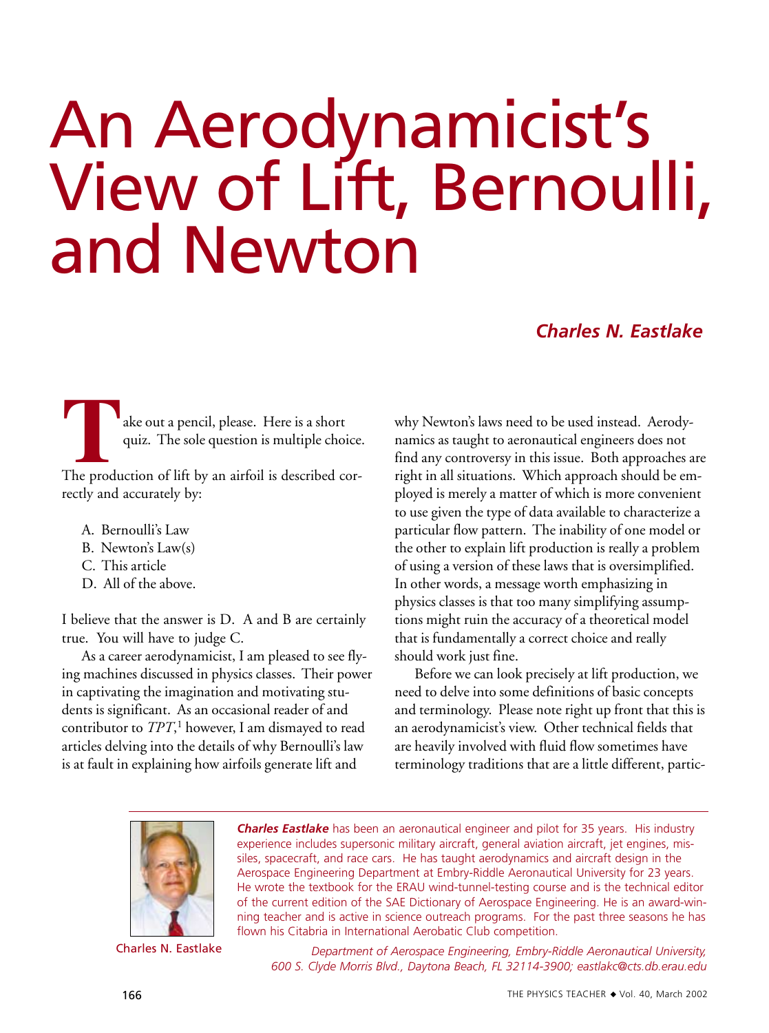# An Aerodynamicist's View of Lift, Bernoulli, and Newton

***Charles N. Eastlake***

Take out a pencil, please. Here is a short quiz. The sole question is multiple choice.

The production of lift by an airfoil is described correctly and accurately by:

A. Bernoulli's Law
B. Newton's Law(s)
C. This article
D. All of the above.

I believe that the answer is D. A and B are certainly true. You will have to judge C.

As a career aerodynamicist, I am pleased to see flying machines discussed in physics classes. Their power in captivating the imagination and motivating students is significant. As an occasional reader of and contributor to *TPT*,[1] however, I am dismayed to read articles delving into the details of why Bernoulli's law is at fault in explaining how airfoils generate lift and why Newton's laws need to be used instead. Aerodynamics as taught to aeronautical engineers does not find any controversy in this issue. Both approaches are right in all situations. Which approach should be employed is merely a matter of which is more convenient to use given the type of data available to characterize a particular flow pattern. The inability of one model or the other to explain lift production is really a problem of using a version of these laws that is oversimplified. In other words, a message worth emphasizing in physics classes is that too many simplifying assumptions might ruin the accuracy of a theoretical model that is fundamentally a correct choice and really should work just fine.

Before we can look precisely at lift production, we need to delve into some definitions of basic concepts and terminology. Please note right up front that this is an aerodynamicist's view. Other technical fields that are heavily involved with fluid flow sometimes have terminology traditions that are a little different, partic-

Charles N. Eastlake

***Charles Eastlake*** has been an aeronautical engineer and pilot for 35 years. His industry experience includes supersonic military aircraft, general aviation aircraft, jet engines, missiles, spacecraft, and race cars. He has taught aerodynamics and aircraft design in the Aerospace Engineering Department at Embry-Riddle Aeronautical University for 23 years. He wrote the textbook for the ERAU wind-tunnel-testing course and is the technical editor of the current edition of the SAE Dictionary of Aerospace Engineering. He is an award-winning teacher and is active in science outreach programs. For the past three seasons he has flown his Citabria in International Aerobatic Club competition.

*Department of Aerospace Engineering, Embry-Riddle Aeronautical University, 600 S. Clyde Morris Blvd., Daytona Beach, FL 32114-3900; eastlakc@cts.db.erau.edu*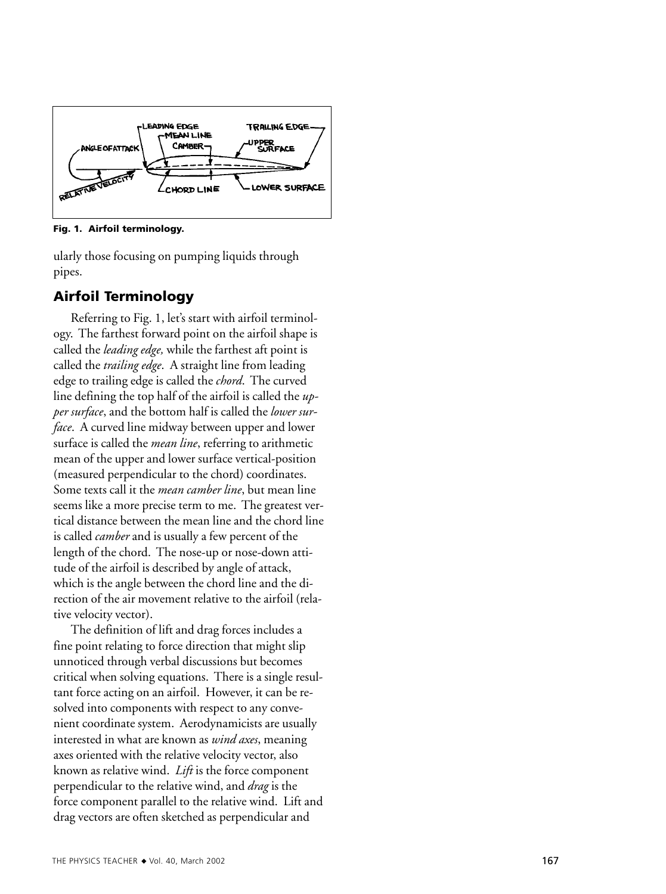Fig. 1. Airfoil terminology.

ularly those focusing on pumping liquids through pipes.

## Airfoil Terminology

Referring to Fig. 1, let's start with airfoil terminology. The farthest forward point on the airfoil shape is called the *leading edge,* while the farthest aft point is called the *trailing edge*. A straight line from leading edge to trailing edge is called the *chord*. The curved line defining the top half of the airfoil is called the *upper surface*, and the bottom half is called the *lower surface*. A curved line midway between upper and lower surface is called the *mean line*, referring to arithmetic mean of the upper and lower surface vertical-position (measured perpendicular to the chord) coordinates. Some texts call it the *mean camber line*, but mean line seems like a more precise term to me. The greatest vertical distance between the mean line and the chord line is called *camber* and is usually a few percent of the length of the chord. The nose-up or nose-down attitude of the airfoil is described by angle of attack, which is the angle between the chord line and the direction of the air movement relative to the airfoil (relative velocity vector).

The definition of lift and drag forces includes a fine point relating to force direction that might slip unnoticed through verbal discussions but becomes critical when solving equations. There is a single resultant force acting on an airfoil. However, it can be resolved into components with respect to any convenient coordinate system. Aerodynamicists are usually interested in what are known as *wind axes*, meaning axes oriented with the relative velocity vector, also known as relative wind. *Lift* is the force component perpendicular to the relative wind, and *drag* is the force component parallel to the relative wind. Lift and drag vectors are often sketched as perpendicular and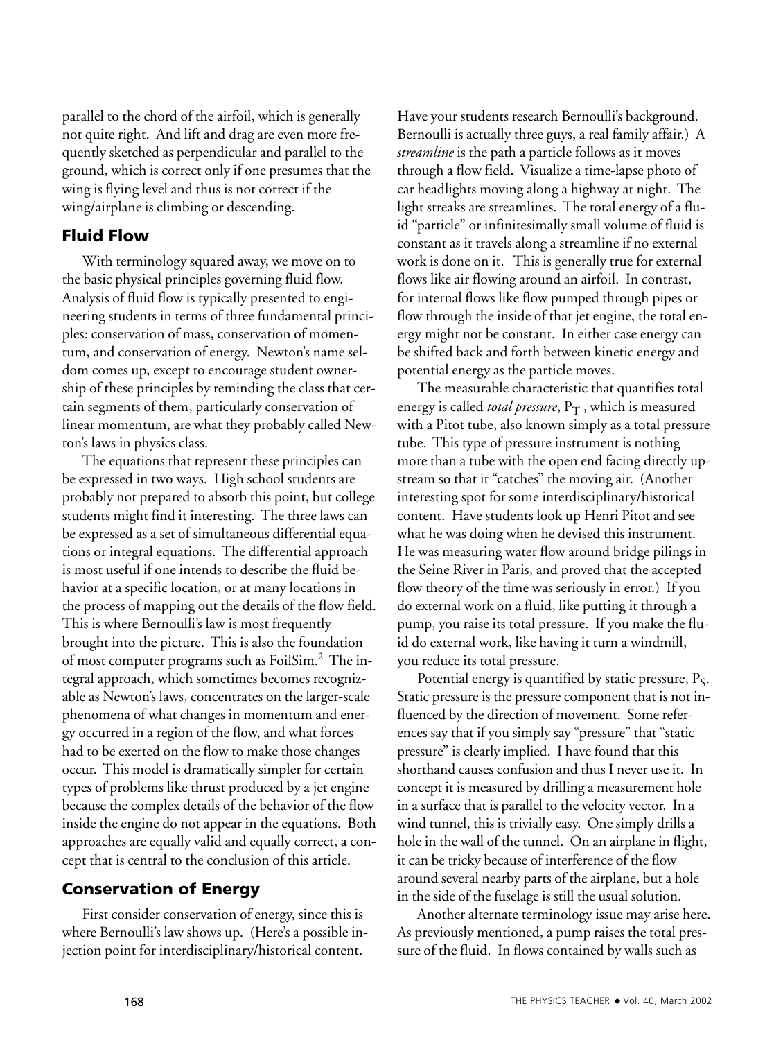parallel to the chord of the airfoil, which is generally not quite right. And lift and drag are even more frequently sketched as perpendicular and parallel to the ground, which is correct only if one presumes that the wing is flying level and thus is not correct if the wing/airplane is climbing or descending.

## Fluid Flow

With terminology squared away, we move on to the basic physical principles governing fluid flow. Analysis of fluid flow is typically presented to engineering students in terms of three fundamental principles: conservation of mass, conservation of momentum, and conservation of energy. Newton's name seldom comes up, except to encourage student ownership of these principles by reminding the class that certain segments of them, particularly conservation of linear momentum, are what they probably called Newton's laws in physics class.

The equations that represent these principles can be expressed in two ways. High school students are probably not prepared to absorb this point, but college students might find it interesting. The three laws can be expressed as a set of simultaneous differential equations or integral equations. The differential approach is most useful if one intends to describe the fluid behavior at a specific location, or at many locations in the process of mapping out the details of the flow field. This is where Bernoulli's law is most frequently brought into the picture. This is also the foundation of most computer programs such as FoilSim.[2] The integral approach, which sometimes becomes recognizable as Newton's laws, concentrates on the larger-scale phenomena of what changes in momentum and energy occurred in a region of the flow, and what forces had to be exerted on the flow to make those changes occur. This model is dramatically simpler for certain types of problems like thrust produced by a jet engine because the complex details of the behavior of the flow inside the engine do not appear in the equations. Both approaches are equally valid and equally correct, a concept that is central to the conclusion of this article.

## Conservation of Energy

First consider conservation of energy, since this is where Bernoulli's law shows up. (Here's a possible injection point for interdisciplinary/historical content. Have your students research Bernoulli's background. Bernoulli is actually three guys, a real family affair.) A *streamline* is the path a particle follows as it moves through a flow field. Visualize a time-lapse photo of car headlights moving along a highway at night. The light streaks are streamlines. The total energy of a fluid "particle" or infinitesimally small volume of fluid is constant as it travels along a streamline if no external work is done on it. This is generally true for external flows like air flowing around an airfoil. In contrast, for internal flows like flow pumped through pipes or flow through the inside of that jet engine, the total energy might not be constant. In either case energy can be shifted back and forth between kinetic energy and potential energy as the particle moves.

The measurable characteristic that quantifies total energy is called *total pressure*, $P_T$ , which is measured with a Pitot tube, also known simply as a total pressure tube. This type of pressure instrument is nothing more than a tube with the open end facing directly upstream so that it "catches" the moving air. (Another interesting spot for some interdisciplinary/historical content. Have students look up Henri Pitot and see what he was doing when he devised this instrument. He was measuring water flow around bridge pilings in the Seine River in Paris, and proved that the accepted flow theory of the time was seriously in error.) If you do external work on a fluid, like putting it through a pump, you raise its total pressure. If you make the fluid do external work, like having it turn a windmill, you reduce its total pressure.

Potential energy is quantified by static pressure, $P_S$. Static pressure is the pressure component that is not influenced by the direction of movement. Some references say that if you simply say "pressure" that "static pressure" is clearly implied. I have found that this shorthand causes confusion and thus I never use it. In concept it is measured by drilling a measurement hole in a surface that is parallel to the velocity vector. In a wind tunnel, this is trivially easy. One simply drills a hole in the wall of the tunnel. On an airplane in flight, it can be tricky because of interference of the flow around several nearby parts of the airplane, but a hole in the side of the fuselage is still the usual solution.

Another alternate terminology issue may arise here. As previously mentioned, a pump raises the total pressure of the fluid. In flows contained by walls such as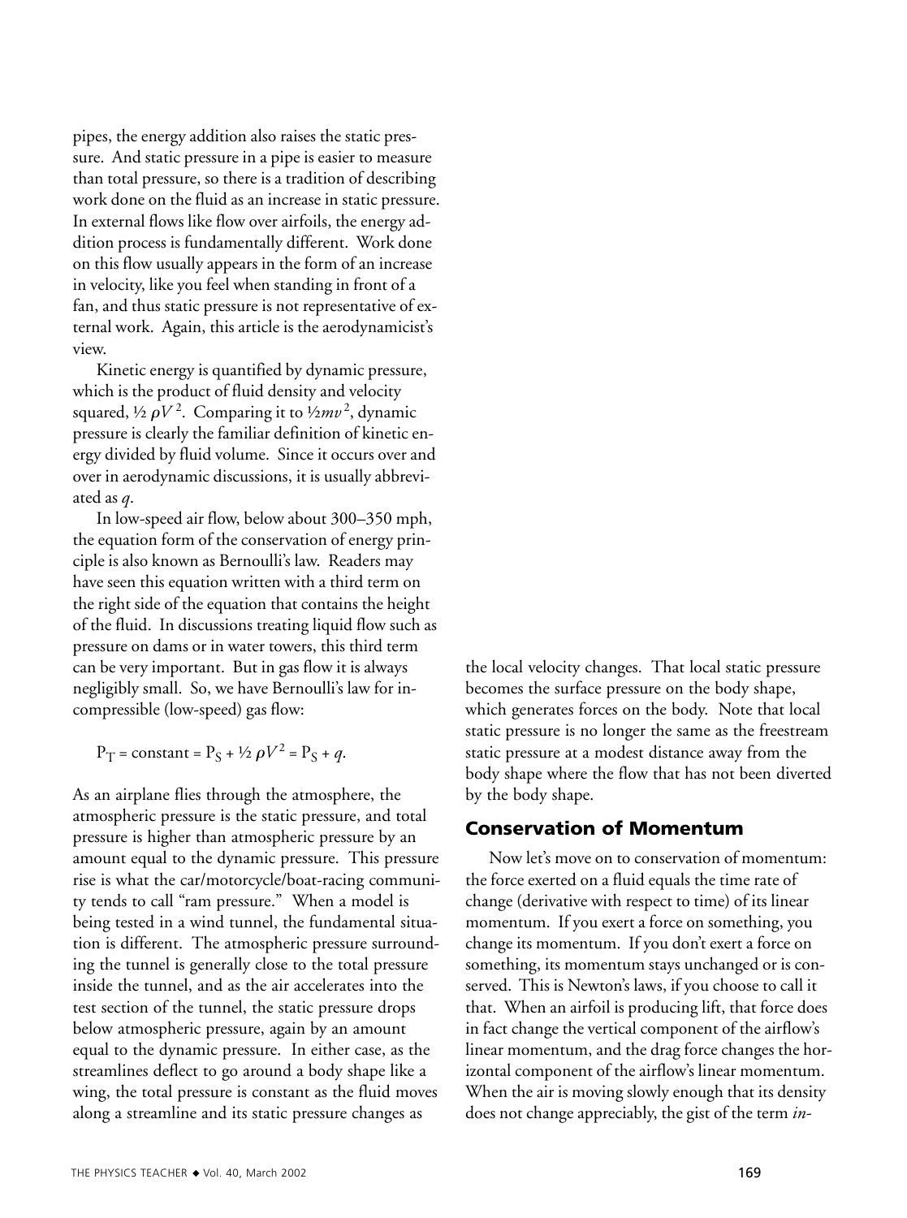pipes, the energy addition also raises the static pressure. And static pressure in a pipe is easier to measure than total pressure, so there is a tradition of describing work done on the fluid as an increase in static pressure. In external flows like flow over airfoils, the energy addition process is fundamentally different. Work done on this flow usually appears in the form of an increase in velocity, like you feel when standing in front of a fan, and thus static pressure is not representative of external work. Again, this article is the aerodynamicist's view.

Kinetic energy is quantified by dynamic pressure, which is the product of fluid density and velocity squared, $\frac{1}{2}\rho V^2$. Comparing it to $\frac{1}{2}mv^2$, dynamic pressure is clearly the familiar definition of kinetic energy divided by fluid volume. Since it occurs over and over in aerodynamic discussions, it is usually abbreviated as $q$.

In low-speed air flow, below about 300–350 mph, the equation form of the conservation of energy principle is also known as Bernoulli's law. Readers may have seen this equation written with a third term on the right side of the equation that contains the height of the fluid. In discussions treating liquid flow such as pressure on dams or in water towers, this third term can be very important. But in gas flow it is always negligibly small. So, we have Bernoulli's law for incompressible (low-speed) gas flow:

$$P_T = \text{constant} = P_S + \tfrac{1}{2}\rho V^2 = P_S + q.$$

As an airplane flies through the atmosphere, the atmospheric pressure is the static pressure, and total pressure is higher than atmospheric pressure by an amount equal to the dynamic pressure. This pressure rise is what the car/motorcycle/boat-racing community tends to call "ram pressure." When a model is being tested in a wind tunnel, the fundamental situation is different. The atmospheric pressure surrounding the tunnel is generally close to the total pressure inside the tunnel, and as the air accelerates into the test section of the tunnel, the static pressure drops below atmospheric pressure, again by an amount equal to the dynamic pressure. In either case, as the streamlines deflect to go around a body shape like a wing, the total pressure is constant as the fluid moves along a streamline and its static pressure changes as the local velocity changes. That local static pressure becomes the surface pressure on the body shape, which generates forces on the body. Note that local static pressure is no longer the same as the freestream static pressure at a modest distance away from the body shape where the flow that has not been diverted by the body shape.

## Conservation of Momentum

Now let's move on to conservation of momentum: the force exerted on a fluid equals the time rate of change (derivative with respect to time) of its linear momentum. If you exert a force on something, you change its momentum. If you don't exert a force on something, its momentum stays unchanged or is conserved. This is Newton's laws, if you choose to call it that. When an airfoil is producing lift, that force does in fact change the vertical component of the airflow's linear momentum, and the drag force changes the horizontal component of the airflow's linear momentum. When the air is moving slowly enough that its density does not change appreciably, the gist of the term *in-*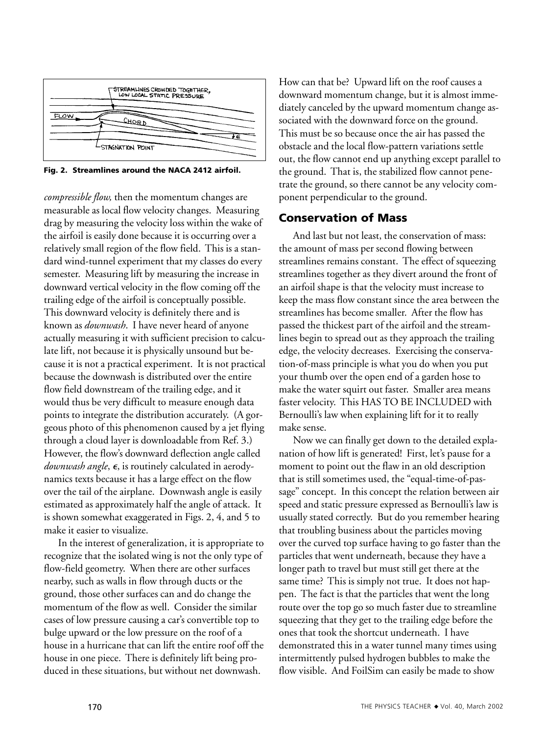Fig. 2. Streamlines around the NACA 2412 airfoil.

*compressible flow,* then the momentum changes are measurable as local flow velocity changes. Measuring drag by measuring the velocity loss within the wake of the airfoil is easily done because it is occurring over a relatively small region of the flow field. This is a standard wind-tunnel experiment that my classes do every semester. Measuring lift by measuring the increase in downward vertical velocity in the flow coming off the trailing edge of the airfoil is conceptually possible. This downward velocity is definitely there and is known as *downwash*. I have never heard of anyone actually measuring it with sufficient precision to calculate lift, not because it is physically unsound but because it is not a practical experiment. It is not practical because the downwash is distributed over the entire flow field downstream of the trailing edge, and it would thus be very difficult to measure enough data points to integrate the distribution accurately. (A gorgeous photo of this phenomenon caused by a jet flying through a cloud layer is downloadable from Ref. 3.) However, the flow's downward deflection angle called *downwash angle*, $\epsilon$, is routinely calculated in aerodynamics texts because it has a large effect on the flow over the tail of the airplane. Downwash angle is easily estimated as approximately half the angle of attack. It is shown somewhat exaggerated in Figs. 2, 4, and 5 to make it easier to visualize.

In the interest of generalization, it is appropriate to recognize that the isolated wing is not the only type of flow-field geometry. When there are other surfaces nearby, such as walls in flow through ducts or the ground, those other surfaces can and do change the momentum of the flow as well. Consider the similar cases of low pressure causing a car's convertible top to bulge upward or the low pressure on the roof of a house in a hurricane that can lift the entire roof off the house in one piece. There is definitely lift being produced in these situations, but without net downwash. How can that be? Upward lift on the roof causes a downward momentum change, but it is almost immediately canceled by the upward momentum change associated with the downward force on the ground. This must be so because once the air has passed the obstacle and the local flow-pattern variations settle out, the flow cannot end up anything except parallel to the ground. That is, the stabilized flow cannot penetrate the ground, so there cannot be any velocity component perpendicular to the ground.

## Conservation of Mass

And last but not least, the conservation of mass: the amount of mass per second flowing between streamlines remains constant. The effect of squeezing streamlines together as they divert around the front of an airfoil shape is that the velocity must increase to keep the mass flow constant since the area between the streamlines has become smaller. After the flow has passed the thickest part of the airfoil and the streamlines begin to spread out as they approach the trailing edge, the velocity decreases. Exercising the conservation-of-mass principle is what you do when you put your thumb over the open end of a garden hose to make the water squirt out faster. Smaller area means faster velocity. This HAS TO BE INCLUDED with Bernoulli's law when explaining lift for it to really make sense.

Now we can finally get down to the detailed explanation of how lift is generated! First, let's pause for a moment to point out the flaw in an old description that is still sometimes used, the "equal-time-of-passage" concept. In this concept the relation between air speed and static pressure expressed as Bernoulli's law is usually stated correctly. But do you remember hearing that troubling business about the particles moving over the curved top surface having to go faster than the particles that went underneath, because they have a longer path to travel but must still get there at the same time? This is simply not true. It does not happen. The fact is that the particles that went the long route over the top go so much faster due to streamline squeezing that they get to the trailing edge before the ones that took the shortcut underneath. I have demonstrated this in a water tunnel many times using intermittently pulsed hydrogen bubbles to make the flow visible. And FoilSim can easily be made to show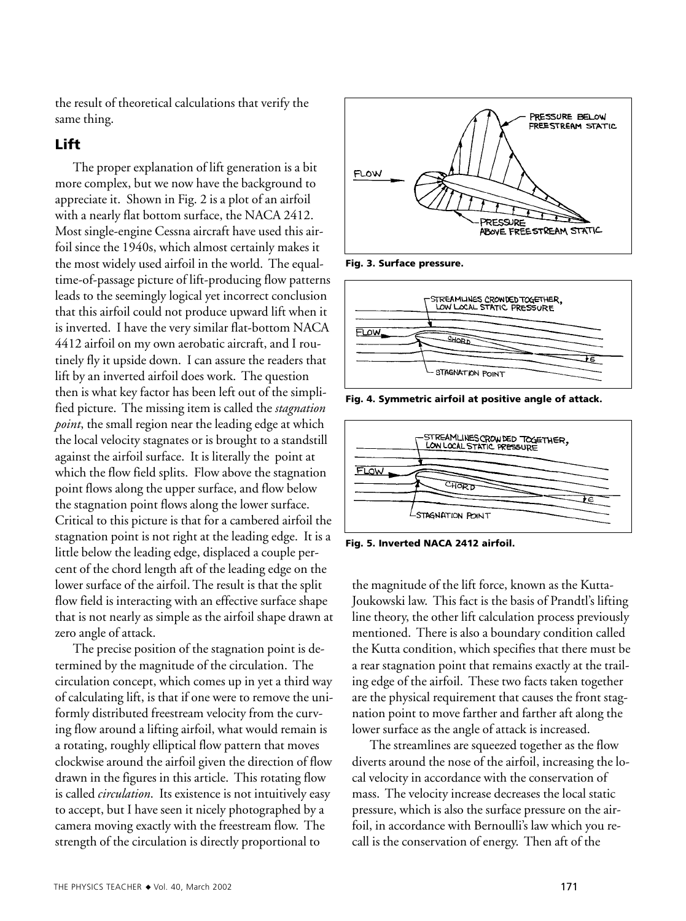the result of theoretical calculations that verify the same thing.

## Lift

The proper explanation of lift generation is a bit more complex, but we now have the background to appreciate it. Shown in Fig. 2 is a plot of an airfoil with a nearly flat bottom surface, the NACA 2412. Most single-engine Cessna aircraft have used this airfoil since the 1940s, which almost certainly makes it the most widely used airfoil in the world. The equal-time-of-passage picture of lift-producing flow patterns leads to the seemingly logical yet incorrect conclusion that this airfoil could not produce upward lift when it is inverted. I have the very similar flat-bottom NACA 4412 airfoil on my own aerobatic aircraft, and I routinely fly it upside down. I can assure the readers that lift by an inverted airfoil does work. The question then is what key factor has been left out of the simplified picture. The missing item is called the *stagnation point*, the small region near the leading edge at which the local velocity stagnates or is brought to a standstill against the airfoil surface. It is literally the point at which the flow field splits. Flow above the stagnation point flows along the upper surface, and flow below the stagnation point flows along the lower surface. Critical to this picture is that for a cambered airfoil the stagnation point is not right at the leading edge. It is a little below the leading edge, displaced a couple percent of the chord length aft of the leading edge on the lower surface of the airfoil. The result is that the split flow field is interacting with an effective surface shape that is not nearly as simple as the airfoil shape drawn at zero angle of attack.

The precise position of the stagnation point is determined by the magnitude of the circulation. The circulation concept, which comes up in yet a third way of calculating lift, is that if one were to remove the uniformly distributed freestream velocity from the curving flow around a lifting airfoil, what would remain is a rotating, roughly elliptical flow pattern that moves clockwise around the airfoil given the direction of flow drawn in the figures in this article. This rotating flow is called *circulation*. Its existence is not intuitively easy to accept, but I have seen it nicely photographed by a camera moving exactly with the freestream flow. The strength of the circulation is directly proportional to the magnitude of the lift force, known as the Kutta-Joukowski law. This fact is the basis of Prandtl's lifting line theory, the other lift calculation process previously mentioned. There is also a boundary condition called the Kutta condition, which specifies that there must be a rear stagnation point that remains exactly at the trailing edge of the airfoil. These two facts taken together are the physical requirement that causes the front stagnation point to move farther and farther aft along the lower surface as the angle of attack is increased.

The streamlines are squeezed together as the flow diverts around the nose of the airfoil, increasing the local velocity in accordance with the conservation of mass. The velocity increase decreases the local static pressure, which is also the surface pressure on the airfoil, in accordance with Bernoulli's law which you recall is the conservation of energy. Then aft of the

**Fig. 3. Surface pressure.**

**Fig. 4. Symmetric airfoil at positive angle of attack.**

**Fig. 5. Inverted NACA 2412 airfoil.**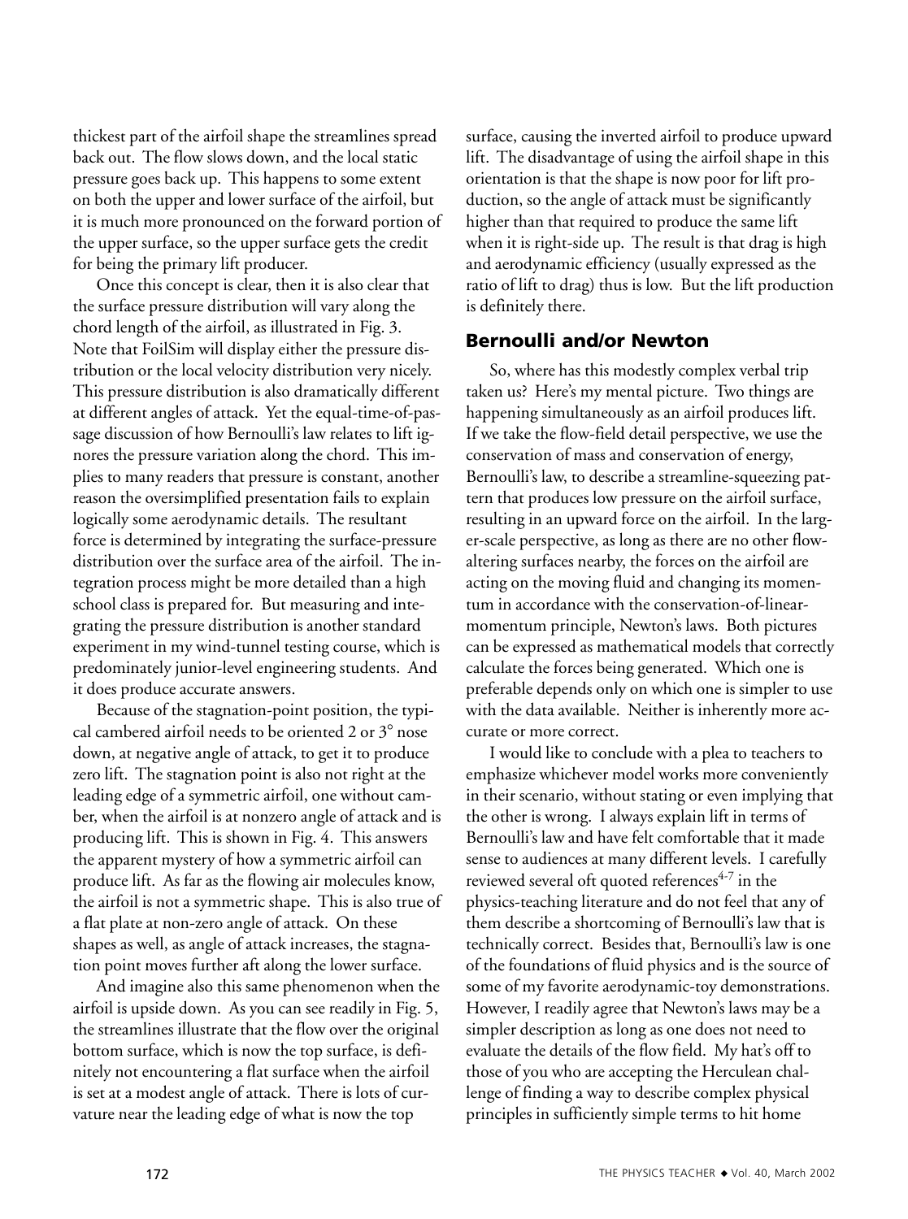thickest part of the airfoil shape the streamlines spread back out. The flow slows down, and the local static pressure goes back up. This happens to some extent on both the upper and lower surface of the airfoil, but it is much more pronounced on the forward portion of the upper surface, so the upper surface gets the credit for being the primary lift producer.

Once this concept is clear, then it is also clear that the surface pressure distribution will vary along the chord length of the airfoil, as illustrated in Fig. 3. Note that FoilSim will display either the pressure distribution or the local velocity distribution very nicely. This pressure distribution is also dramatically different at different angles of attack. Yet the equal-time-of-passage discussion of how Bernoulli's law relates to lift ignores the pressure variation along the chord. This implies to many readers that pressure is constant, another reason the oversimplified presentation fails to explain logically some aerodynamic details. The resultant force is determined by integrating the surface-pressure distribution over the surface area of the airfoil. The integration process might be more detailed than a high school class is prepared for. But measuring and integrating the pressure distribution is another standard experiment in my wind-tunnel testing course, which is predominately junior-level engineering students. And it does produce accurate answers.

Because of the stagnation-point position, the typical cambered airfoil needs to be oriented 2 or 3° nose down, at negative angle of attack, to get it to produce zero lift. The stagnation point is also not right at the leading edge of a symmetric airfoil, one without camber, when the airfoil is at nonzero angle of attack and is producing lift. This is shown in Fig. 4. This answers the apparent mystery of how a symmetric airfoil can produce lift. As far as the flowing air molecules know, the airfoil is not a symmetric shape. This is also true of a flat plate at non-zero angle of attack. On these shapes as well, as angle of attack increases, the stagnation point moves further aft along the lower surface.

And imagine also this same phenomenon when the airfoil is upside down. As you can see readily in Fig. 5, the streamlines illustrate that the flow over the original bottom surface, which is now the top surface, is definitely not encountering a flat surface when the airfoil is set at a modest angle of attack. There is lots of curvature near the leading edge of what is now the top surface, causing the inverted airfoil to produce upward lift. The disadvantage of using the airfoil shape in this orientation is that the shape is now poor for lift production, so the angle of attack must be significantly higher than that required to produce the same lift when it is right-side up. The result is that drag is high and aerodynamic efficiency (usually expressed as the ratio of lift to drag) thus is low. But the lift production is definitely there.

## Bernoulli and/or Newton

So, where has this modestly complex verbal trip taken us? Here's my mental picture. Two things are happening simultaneously as an airfoil produces lift. If we take the flow-field detail perspective, we use the conservation of mass and conservation of energy, Bernoulli's law, to describe a streamline-squeezing pattern that produces low pressure on the airfoil surface, resulting in an upward force on the airfoil. In the larger-scale perspective, as long as there are no other flow-altering surfaces nearby, the forces on the airfoil are acting on the moving fluid and changing its momentum in accordance with the conservation-of-linear-momentum principle, Newton's laws. Both pictures can be expressed as mathematical models that correctly calculate the forces being generated. Which one is preferable depends only on which one is simpler to use with the data available. Neither is inherently more accurate or more correct.

I would like to conclude with a plea to teachers to emphasize whichever model works more conveniently in their scenario, without stating or even implying that the other is wrong. I always explain lift in terms of Bernoulli's law and have felt comfortable that it made sense to audiences at many different levels. I carefully reviewed several oft quoted references[4-7] in the physics-teaching literature and do not feel that any of them describe a shortcoming of Bernoulli's law that is technically correct. Besides that, Bernoulli's law is one of the foundations of fluid physics and is the source of some of my favorite aerodynamic-toy demonstrations. However, I readily agree that Newton's laws may be a simpler description as long as one does not need to evaluate the details of the flow field. My hat's off to those of you who are accepting the Herculean challenge of finding a way to describe complex physical principles in sufficiently simple terms to hit home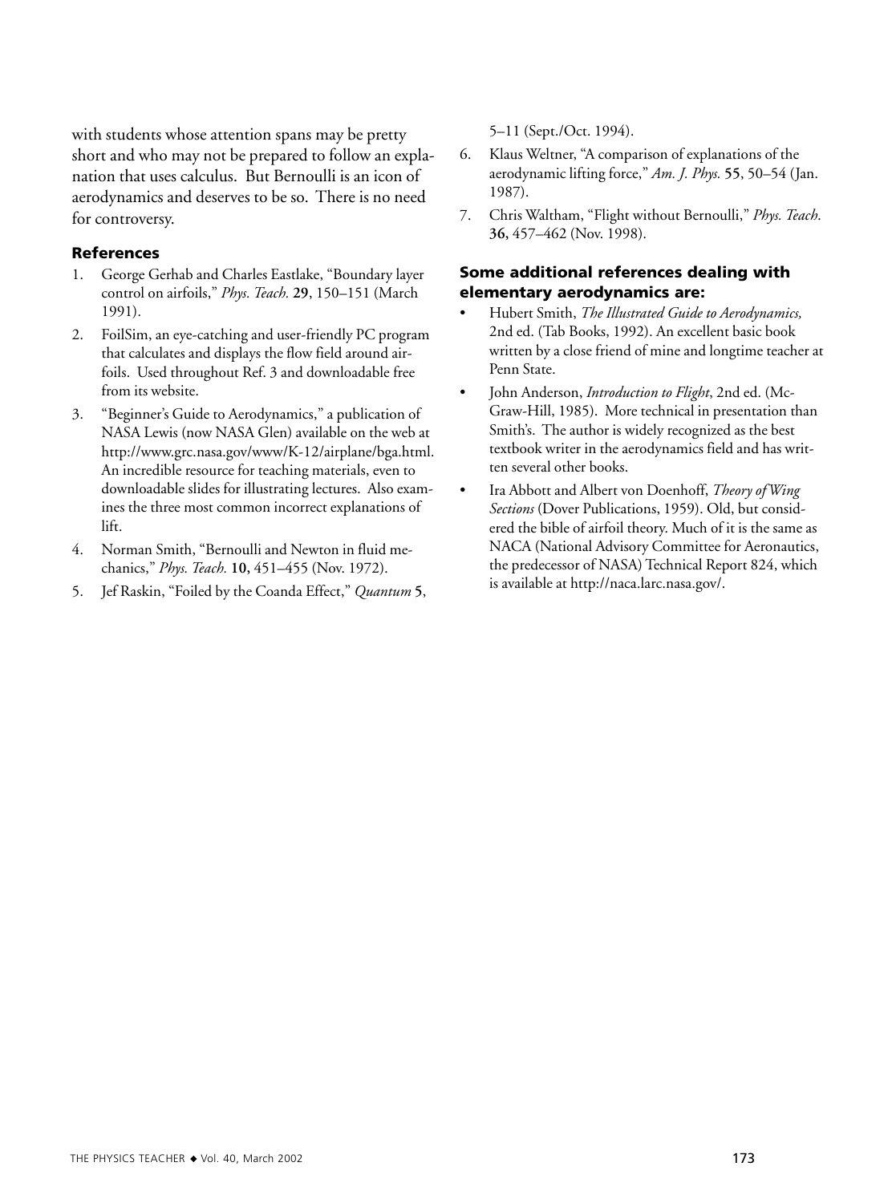with students whose attention spans may be pretty short and who may not be prepared to follow an explanation that uses calculus. But Bernoulli is an icon of aerodynamics and deserves to be so. There is no need for controversy.

### References

1. George Gerhab and Charles Eastlake, "Boundary layer control on airfoils," *Phys. Teach.* **29**, 150–151 (March 1991).
2. FoilSim, an eye-catching and user-friendly PC program that calculates and displays the flow field around airfoils. Used throughout Ref. 3 and downloadable free from its website.
3. "Beginner's Guide to Aerodynamics," a publication of NASA Lewis (now NASA Glen) available on the web at http://www.grc.nasa.gov/www/K-12/airplane/bga.html. An incredible resource for teaching materials, even to downloadable slides for illustrating lectures. Also examines the three most common incorrect explanations of lift.
4. Norman Smith, "Bernoulli and Newton in fluid mechanics," *Phys. Teach.* **10,** 451–455 (Nov. 1972).
5. Jef Raskin, "Foiled by the Coanda Effect," *Quantum* **5**, 5–11 (Sept./Oct. 1994).
6. Klaus Weltner, "A comparison of explanations of the aerodynamic lifting force," *Am. J. Phys.* **55**, 50–54 (Jan. 1987).
7. Chris Waltham, "Flight without Bernoulli," *Phys. Teach.* **36,** 457–462 (Nov. 1998).

### Some additional references dealing with elementary aerodynamics are:

- Hubert Smith, *The Illustrated Guide to Aerodynamics,* 2nd ed. (Tab Books, 1992). An excellent basic book written by a close friend of mine and longtime teacher at Penn State.
- John Anderson, *Introduction to Flight*, 2nd ed. (McGraw-Hill, 1985). More technical in presentation than Smith's. The author is widely recognized as the best textbook writer in the aerodynamics field and has written several other books.
- Ira Abbott and Albert von Doenhoff, *Theory of Wing Sections* (Dover Publications, 1959). Old, but considered the bible of airfoil theory. Much of it is the same as NACA (National Advisory Committee for Aeronautics, the predecessor of NASA) Technical Report 824, which is available at http://naca.larc.nasa.gov/.